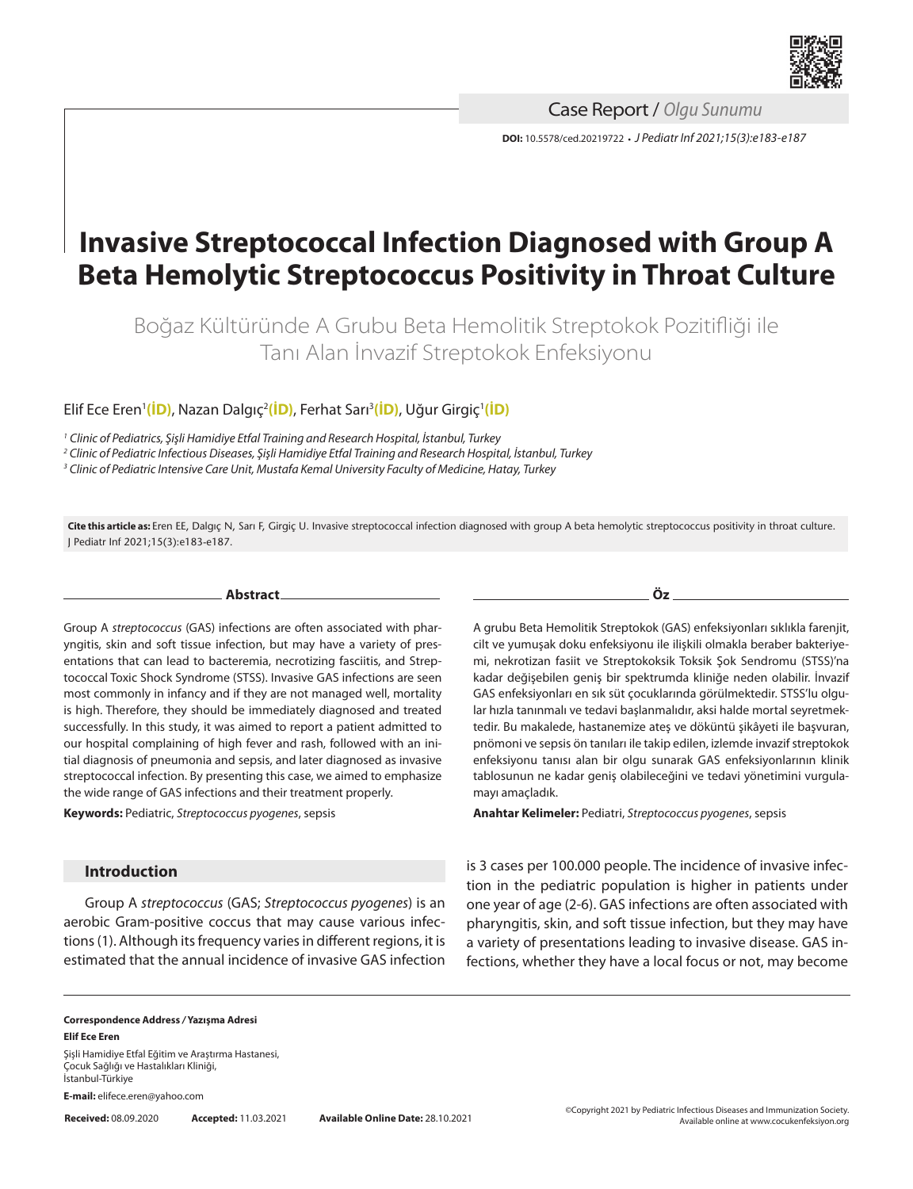Case Report / *Olgu Sunumu*

**DOI:** 10.5578/ced.20219722 • *J Pediatr Inf 2021;15(3):e183-e187*

# Invasive Streptococcal Infection Diagnosed with Group A Beta Hemolytic Streptococcus Positivity in Throat Culture

Boğaz Kültüründe A Grubu Beta Hemolitik Streptokok Pozitifliği ile Tanı Alan İnvazif Streptokok Enfeksiyonu

Elif Ece Eren[1](İD), Nazan Dalgıç[2](İD), Ferhat Sarı[3](İD), Uğur Girgiç[1](İD)

*[1] Clinic of Pediatrics, Şişli Hamidiye Etfal Training and Research Hospital, İstanbul, Turkey*
*[2] Clinic of Pediatric Infectious Diseases, Şişli Hamidiye Etfal Training and Research Hospital, İstanbul, Turkey*
*[3] Clinic of Pediatric Intensive Care Unit, Mustafa Kemal University Faculty of Medicine, Hatay, Turkey*

**Cite this article as:** Eren EE, Dalgıç N, Sarı F, Girgiç U. Invasive streptococcal infection diagnosed with group A beta hemolytic streptococcus positivity in throat culture. J Pediatr Inf 2021;15(3):e183-e187.

## Abstract

Group A *streptococcus* (GAS) infections are often associated with pharyngitis, skin and soft tissue infection, but may have a variety of presentations that can lead to bacteremia, necrotizing fasciitis, and Streptococcal Toxic Shock Syndrome (STSS). Invasive GAS infections are seen most commonly in infancy and if they are not managed well, mortality is high. Therefore, they should be immediately diagnosed and treated successfully. In this study, it was aimed to report a patient admitted to our hospital complaining of high fever and rash, followed with an initial diagnosis of pneumonia and sepsis, and later diagnosed as invasive streptococcal infection. By presenting this case, we aimed to emphasize the wide range of GAS infections and their treatment properly.

**Keywords:** Pediatric, *Streptococcus pyogenes*, sepsis

## Öz

A grubu Beta Hemolitik Streptokok (GAS) enfeksiyonları sıklıkla farenjit, cilt ve yumuşak doku enfeksiyonu ile ilişkili olmakla beraber bakteriyemi, nekrotizan fasiit ve Streptokoksik Toksik Şok Sendromu (STSS)'na kadar değişebilen geniş bir spektrumda kliniğe neden olabilir. İnvazif GAS enfeksiyonları en sık süt çocuklarında görülmektedir. STSS'lu olgular hızla tanınmalı ve tedavi başlanmalıdır, aksi halde mortal seyretmektedir. Bu makalede, hastanemize ateş ve döküntü şikâyeti ile başvuran, pnömoni ve sepsis ön tanıları ile takip edilen, izlemde invazif streptokok enfeksiyonu tanısı alan bir olgu sunarak GAS enfeksiyonlarının klinik tablosunun ne kadar geniş olabileceğini ve tedavi yönetimini vurgulamayı amaçladık.

**Anahtar Kelimeler:** Pediatri, *Streptococcus pyogenes*, sepsis

## Introduction

Group A *streptococcus* (GAS; *Streptococcus pyogenes*) is an aerobic Gram-positive coccus that may cause various infections (1). Although its frequency varies in different regions, it is estimated that the annual incidence of invasive GAS infection is 3 cases per 100.000 people. The incidence of invasive infection in the pediatric population is higher in patients under one year of age (2-6). GAS infections are often associated with pharyngitis, skin, and soft tissue infection, but they may have a variety of presentations leading to invasive disease. GAS infections, whether they have a local focus or not, may become

**Correspondence Address / Yazışma Adresi**
**Elif Ece Eren**
Şişli Hamidiye Etfal Eğitim ve Araştırma Hastanesi,
Çocuk Sağlığı ve Hastalıkları Kliniği,
İstanbul-Türkiye
**E-mail:** elifece.eren@yahoo.com

**Received:** 08.09.2020 **Accepted:** 11.03.2021 **Available Online Date:** 28.10.2021

©Copyright 2021 by Pediatric Infectious Diseases and Immunization Society.
Available online at www.cocukenfeksiyon.org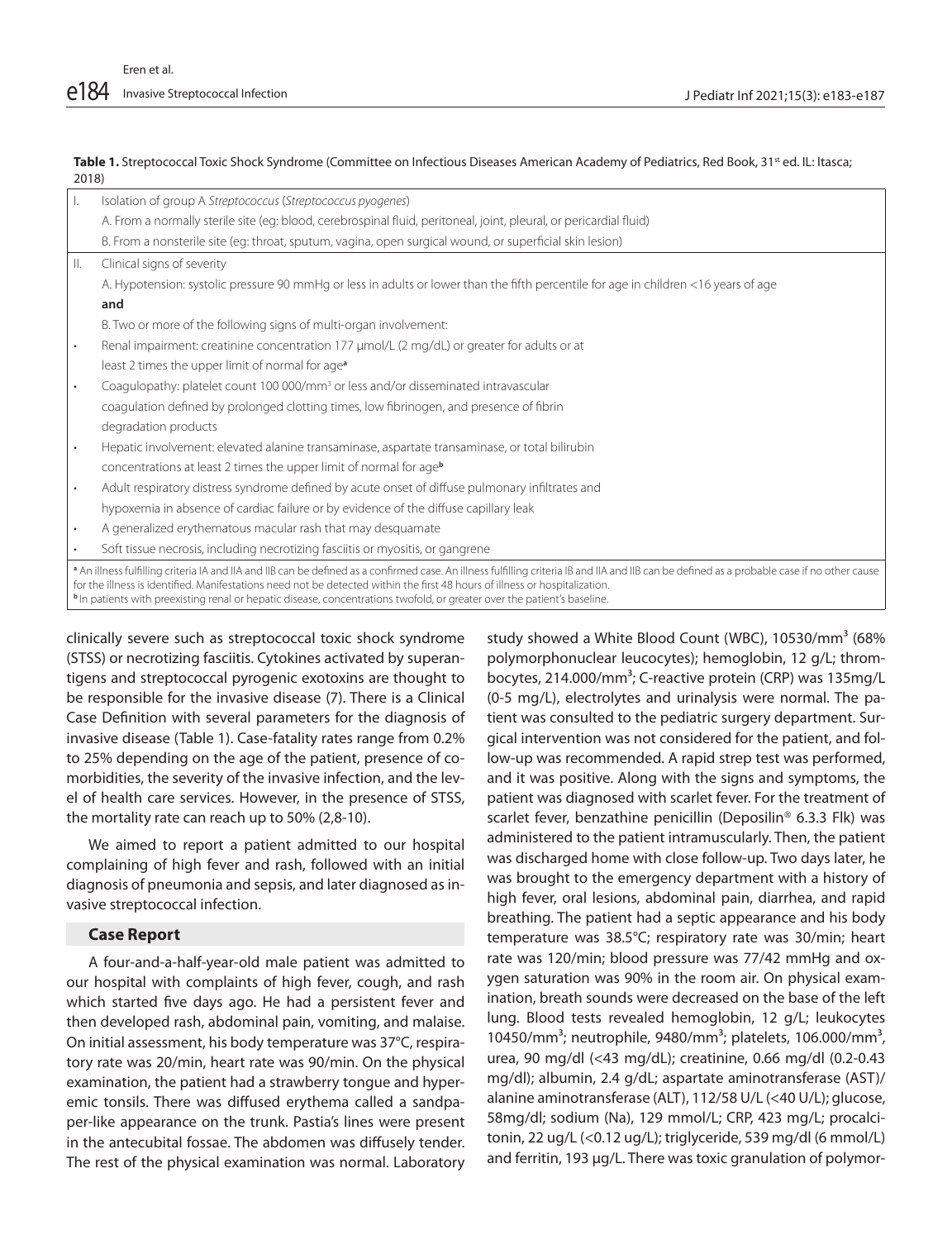**Table 1.** Streptococcal Toxic Shock Syndrome (Committee on Infectious Diseases American Academy of Pediatrics, Red Book, 31st ed. IL: Itasca; 2018)

| | |
|---|---|
| I. | Isolation of group A *Streptococcus* (*Streptococcus pyogenes*) |
| | A. From a normally sterile site (eg: blood, cerebrospinal fluid, peritoneal, joint, pleural, or pericardial fluid) |
| | B. From a nonsterile site (eg: throat, sputum, vagina, open surgical wound, or superficial skin lesion) |
| II. | Clinical signs of severity |
| | A. Hypotension: systolic pressure 90 mmHg or less in adults or lower than the fifth percentile for age in children <16 years of age |
| | **and** |
| | B. Two or more of the following signs of multi-organ involvement: |
| • | Renal impairment: creatinine concentration 177 μmol/L (2 mg/dL) or greater for adults or at least 2 times the upper limit of normal for age[a] |
| • | Coagulopathy: platelet count 100 000/mm$^3$ or less and/or disseminated intravascular coagulation defined by prolonged clotting times, low fibrinogen, and presence of fibrin degradation products |
| • | Hepatic involvement: elevated alanine transaminase, aspartate transaminase, or total bilirubin concentrations at least 2 times the upper limit of normal for age[b] |
| • | Adult respiratory distress syndrome defined by acute onset of diffuse pulmonary infiltrates and hypoxemia in absence of cardiac failure or by evidence of the diffuse capillary leak |
| • | A generalized erythematous macular rash that may desquamate |
| • | Soft tissue necrosis, including necrotizing fasciitis or myositis, or gangrene |

[a] An illness fulfilling criteria IA and IIA and IIB can be defined as a confirmed case. An illness fulfilling criteria IB and IIA and IIB can be defined as a probable case if no other cause for the illness is identified. Manifestations need not be detected within the first 48 hours of illness or hospitalization.
[b] In patients with preexisting renal or hepatic disease, concentrations twofold, or greater over the patient's baseline.

clinically severe such as streptococcal toxic shock syndrome (STSS) or necrotizing fasciitis. Cytokines activated by superantigens and streptococcal pyrogenic exotoxins are thought to be responsible for the invasive disease (7). There is a Clinical Case Definition with several parameters for the diagnosis of invasive disease (Table 1). Case-fatality rates range from 0.2% to 25% depending on the age of the patient, presence of comorbidities, the severity of the invasive infection, and the level of health care services. However, in the presence of STSS, the mortality rate can reach up to 50% (2,8-10).

We aimed to report a patient admitted to our hospital complaining of high fever and rash, followed with an initial diagnosis of pneumonia and sepsis, and later diagnosed as invasive streptococcal infection.

## Case Report

A four-and-a-half-year-old male patient was admitted to our hospital with complaints of high fever, cough, and rash which started five days ago. He had a persistent fever and then developed rash, abdominal pain, vomiting, and malaise. On initial assessment, his body temperature was 37°C, respiratory rate was 20/min, heart rate was 90/min. On the physical examination, the patient had a strawberry tongue and hyperemic tonsils. There was diffused erythema called a sandpaper-like appearance on the trunk. Pastia's lines were present in the antecubital fossae. The abdomen was diffusely tender. The rest of the physical examination was normal. Laboratory study showed a White Blood Count (WBC), 10530/mm$^3$ (68% polymorphonuclear leucocytes); hemoglobin, 12 g/L; thrombocytes, 214.000/mm$^3$; C-reactive protein (CRP) was 135mg/L (0-5 mg/L), electrolytes and urinalysis were normal. The patient was consulted to the pediatric surgery department. Surgical intervention was not considered for the patient, and follow-up was recommended. A rapid strep test was performed, and it was positive. Along with the signs and symptoms, the patient was diagnosed with scarlet fever. For the treatment of scarlet fever, benzathine penicillin (Deposilin® 6.3.3 Flk) was administered to the patient intramuscularly. Then, the patient was discharged home with close follow-up. Two days later, he was brought to the emergency department with a history of high fever, oral lesions, abdominal pain, diarrhea, and rapid breathing. The patient had a septic appearance and his body temperature was 38.5°C; respiratory rate was 30/min; heart rate was 120/min; blood pressure was 77/42 mmHg and oxygen saturation was 90% in the room air. On physical examination, breath sounds were decreased on the base of the left lung. Blood tests revealed hemoglobin, 12 g/L; leukocytes 10450/mm$^3$; neutrophile, 9480/mm$^3$; platelets, 106.000/mm$^3$, urea, 90 mg/dl (<43 mg/dL); creatinine, 0.66 mg/dl (0.2-0.43 mg/dl); albumin, 2.4 g/dL; aspartate aminotransferase (AST)/alanine aminotransferase (ALT), 112/58 U/L (<40 U/L); glucose, 58mg/dl; sodium (Na), 129 mmol/L; CRP, 423 mg/L; procalcitonin, 22 ug/L (<0.12 ug/L); triglyceride, 539 mg/dl (6 mmol/L) and ferritin, 193 μg/L. There was toxic granulation of polymor-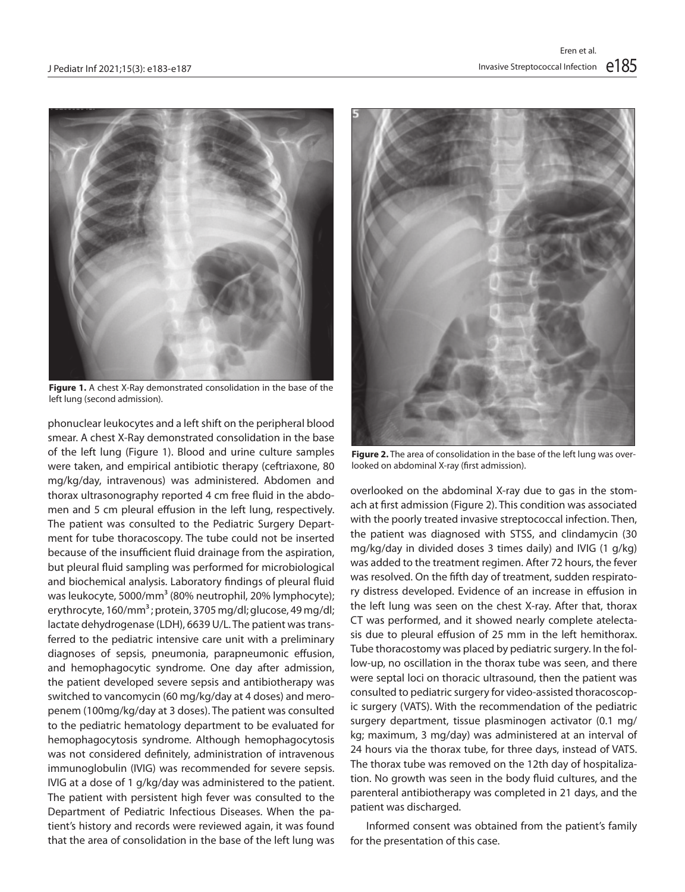Figure 1. A chest X-Ray demonstrated consolidation in the base of the left lung (second admission).

phonuclear leukocytes and a left shift on the peripheral blood smear. A chest X-Ray demonstrated consolidation in the base of the left lung (Figure 1). Blood and urine culture samples were taken, and empirical antibiotic therapy (ceftriaxone, 80 mg/kg/day, intravenous) was administered. Abdomen and thorax ultrasonography reported 4 cm free fluid in the abdomen and 5 cm pleural effusion in the left lung, respectively. The patient was consulted to the Pediatric Surgery Department for tube thoracoscopy. The tube could not be inserted because of the insufficient fluid drainage from the aspiration, but pleural fluid sampling was performed for microbiological and biochemical analysis. Laboratory findings of pleural fluid was leukocyte, 5000/mm$^3$ (80% neutrophil, 20% lymphocyte); erythrocyte, 160/mm$^3$; protein, 3705 mg/dl; glucose, 49 mg/dl; lactate dehydrogenase (LDH), 6639 U/L. The patient was transferred to the pediatric intensive care unit with a preliminary diagnoses of sepsis, pneumonia, parapneumonic effusion, and hemophagocytic syndrome. One day after admission, the patient developed severe sepsis and antibiotherapy was switched to vancomycin (60 mg/kg/day at 4 doses) and meropenem (100mg/kg/day at 3 doses). The patient was consulted to the pediatric hematology department to be evaluated for hemophagocytosis syndrome. Although hemophagocytosis was not considered definitely, administration of intravenous immunoglobulin (IVIG) was recommended for severe sepsis. IVIG at a dose of 1 g/kg/day was administered to the patient. The patient with persistent high fever was consulted to the Department of Pediatric Infectious Diseases. When the patient's history and records were reviewed again, it was found that the area of consolidation in the base of the left lung was overlooked on the abdominal X-ray due to gas in the stomach at first admission (Figure 2). This condition was associated with the poorly treated invasive streptococcal infection. Then, the patient was diagnosed with STSS, and clindamycin (30 mg/kg/day in divided doses 3 times daily) and IVIG (1 g/kg) was added to the treatment regimen. After 72 hours, the fever was resolved. On the fifth day of treatment, sudden respiratory distress developed. Evidence of an increase in effusion in the left lung was seen on the chest X-ray. After that, thorax CT was performed, and it showed nearly complete atelectasis due to pleural effusion of 25 mm in the left hemithorax. Tube thoracostomy was placed by pediatric surgery. In the follow-up, no oscillation in the thorax tube was seen, and there were septal loci on thoracic ultrasound, then the patient was consulted to pediatric surgery for video-assisted thoracoscopic surgery (VATS). With the recommendation of the pediatric surgery department, tissue plasminogen activator (0.1 mg/kg; maximum, 3 mg/day) was administered at an interval of 24 hours via the thorax tube, for three days, instead of VATS. The thorax tube was removed on the 12th day of hospitalization. No growth was seen in the body fluid cultures, and the parenteral antibiotherapy was completed in 21 days, and the patient was discharged.

Figure 2. The area of consolidation in the base of the left lung was overlooked on abdominal X-ray (first admission).

Informed consent was obtained from the patient's family for the presentation of this case.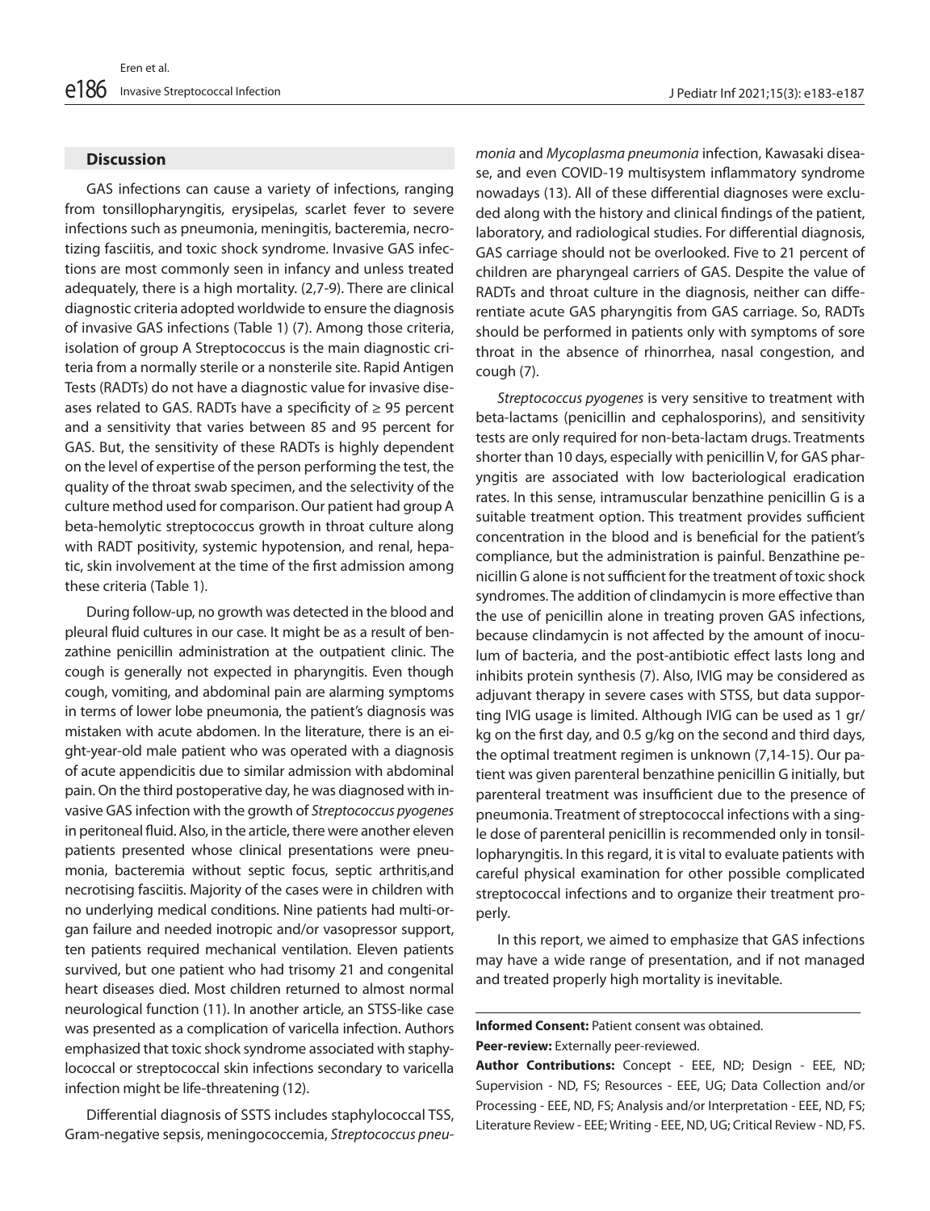## Discussion

GAS infections can cause a variety of infections, ranging from tonsillopharyngitis, erysipelas, scarlet fever to severe infections such as pneumonia, meningitis, bacteremia, necrotizing fasciitis, and toxic shock syndrome. Invasive GAS infections are most commonly seen in infancy and unless treated adequately, there is a high mortality. (2,7-9). There are clinical diagnostic criteria adopted worldwide to ensure the diagnosis of invasive GAS infections (Table 1) (7). Among those criteria, isolation of group A Streptococcus is the main diagnostic criteria from a normally sterile or a nonsterile site. Rapid Antigen Tests (RADTs) do not have a diagnostic value for invasive diseases related to GAS. RADTs have a specificity of ≥ 95 percent and a sensitivity that varies between 85 and 95 percent for GAS. But, the sensitivity of these RADTs is highly dependent on the level of expertise of the person performing the test, the quality of the throat swab specimen, and the selectivity of the culture method used for comparison. Our patient had group A beta-hemolytic streptococcus growth in throat culture along with RADT positivity, systemic hypotension, and renal, hepatic, skin involvement at the time of the first admission among these criteria (Table 1).

During follow-up, no growth was detected in the blood and pleural fluid cultures in our case. It might be as a result of benzathine penicillin administration at the outpatient clinic. The cough is generally not expected in pharyngitis. Even though cough, vomiting, and abdominal pain are alarming symptoms in terms of lower lobe pneumonia, the patient's diagnosis was mistaken with acute abdomen. In the literature, there is an eight-year-old male patient who was operated with a diagnosis of acute appendicitis due to similar admission with abdominal pain. On the third postoperative day, he was diagnosed with invasive GAS infection with the growth of *Streptococcus pyogenes* in peritoneal fluid. Also, in the article, there were another eleven patients presented whose clinical presentations were pneumonia, bacteremia without septic focus, septic arthritis,and necrotising fasciitis. Majority of the cases were in children with no underlying medical conditions. Nine patients had multi-organ failure and needed inotropic and/or vasopressor support, ten patients required mechanical ventilation. Eleven patients survived, but one patient who had trisomy 21 and congenital heart diseases died. Most children returned to almost normal neurological function (11). In another article, an STSS-like case was presented as a complication of varicella infection. Authors emphasized that toxic shock syndrome associated with staphylococcal or streptococcal skin infections secondary to varicella infection might be life-threatening (12).

Differential diagnosis of SSTS includes staphylococcal TSS, Gram-negative sepsis, meningococcemia, *Streptococcus pneumonia* and *Mycoplasma pneumonia* infection, Kawasaki disease, and even COVID-19 multisystem inflammatory syndrome nowadays (13). All of these differential diagnoses were excluded along with the history and clinical findings of the patient, laboratory, and radiological studies. For differential diagnosis, GAS carriage should not be overlooked. Five to 21 percent of children are pharyngeal carriers of GAS. Despite the value of RADTs and throat culture in the diagnosis, neither can differentiate acute GAS pharyngitis from GAS carriage. So, RADTs should be performed in patients only with symptoms of sore throat in the absence of rhinorrhea, nasal congestion, and cough (7).

*Streptococcus pyogenes* is very sensitive to treatment with beta-lactams (penicillin and cephalosporins), and sensitivity tests are only required for non-beta-lactam drugs. Treatments shorter than 10 days, especially with penicillin V, for GAS pharyngitis are associated with low bacteriological eradication rates. In this sense, intramuscular benzathine penicillin G is a suitable treatment option. This treatment provides sufficient concentration in the blood and is beneficial for the patient's compliance, but the administration is painful. Benzathine penicillin G alone is not sufficient for the treatment of toxic shock syndromes. The addition of clindamycin is more effective than the use of penicillin alone in treating proven GAS infections, because clindamycin is not affected by the amount of inoculum of bacteria, and the post-antibiotic effect lasts long and inhibits protein synthesis (7). Also, IVIG may be considered as adjuvant therapy in severe cases with STSS, but data supporting IVIG usage is limited. Although IVIG can be used as 1 gr/kg on the first day, and 0.5 g/kg on the second and third days, the optimal treatment regimen is unknown (7,14-15). Our patient was given parenteral benzathine penicillin G initially, but parenteral treatment was insufficient due to the presence of pneumonia. Treatment of streptococcal infections with a single dose of parenteral penicillin is recommended only in tonsillopharyngitis. In this regard, it is vital to evaluate patients with careful physical examination for other possible complicated streptococcal infections and to organize their treatment properly.

In this report, we aimed to emphasize that GAS infections may have a wide range of presentation, and if not managed and treated properly high mortality is inevitable.

---

**Informed Consent:** Patient consent was obtained.

**Peer-review:** Externally peer-reviewed.

**Author Contributions:** Concept - EEE, ND; Design - EEE, ND; Supervision - ND, FS; Resources - EEE, UG; Data Collection and/or Processing - EEE, ND, FS; Analysis and/or Interpretation - EEE, ND, FS; Literature Review - EEE; Writing - EEE, ND, UG; Critical Review - ND, FS.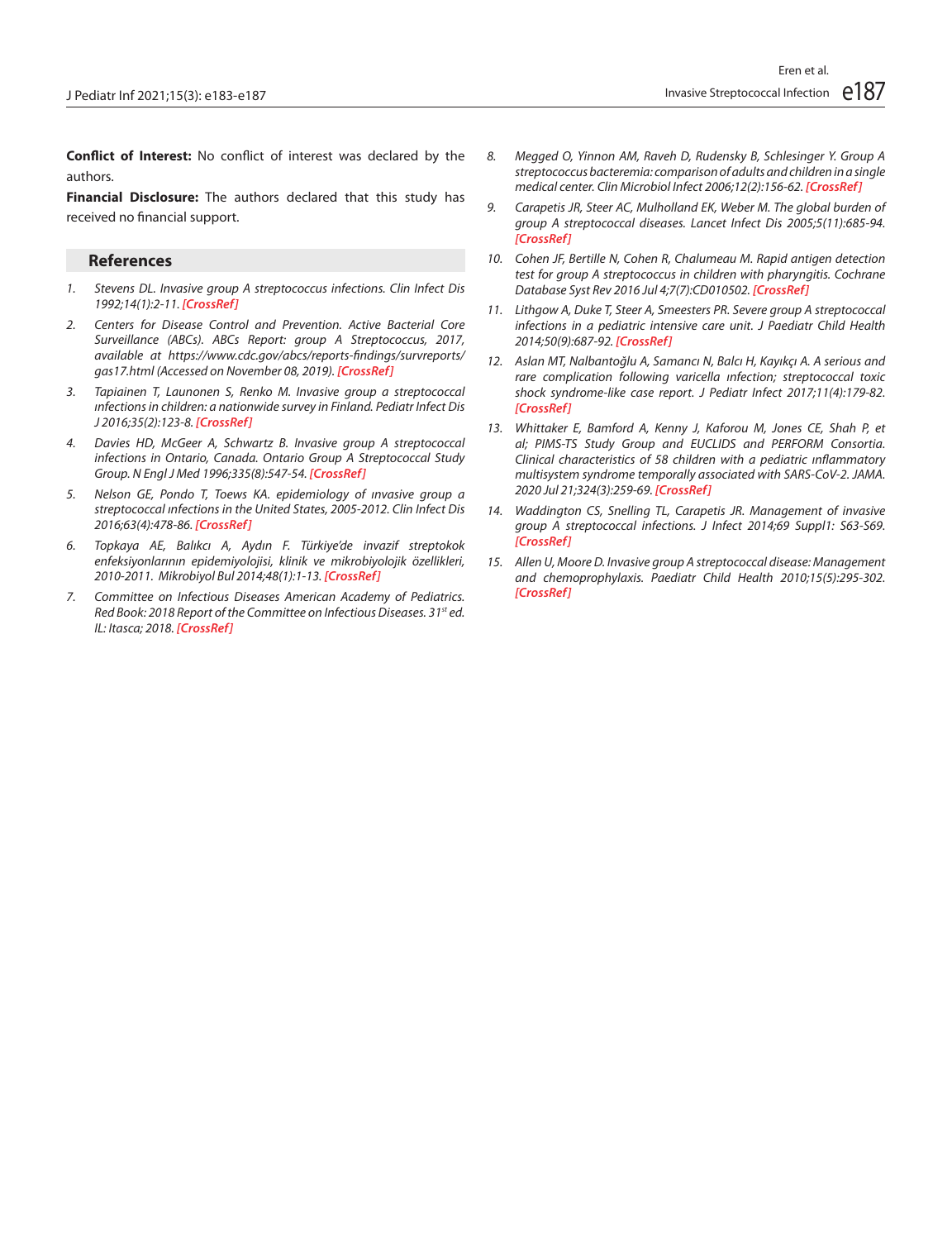**Conflict of Interest:** No conflict of interest was declared by the authors.

**Financial Disclosure:** The authors declared that this study has received no financial support.

## References

1. *Stevens DL. Invasive group A streptococcus infections. Clin Infect Dis 1992;14(1):2-11.* [CrossRef]
2. *Centers for Disease Control and Prevention. Active Bacterial Core Surveillance (ABCs). ABCs Report: group A Streptococcus, 2017, available at https://www.cdc.gov/abcs/reports-findings/survreports/gas17.html (Accessed on November 08, 2019).* [CrossRef]
3. *Tapiainen T, Launonen S, Renko M. Invasive group a streptococcal ınfections in children: a nationwide survey in Finland. Pediatr Infect Dis J 2016;35(2):123-8.* [CrossRef]
4. *Davies HD, McGeer A, Schwartz B. Invasive group A streptococcal infections in Ontario, Canada. Ontario Group A Streptococcal Study Group. N Engl J Med 1996;335(8):547-54.* [CrossRef]
5. *Nelson GE, Pondo T, Toews KA. epidemiology of ınvasive group a streptococcal ınfections in the United States, 2005-2012. Clin Infect Dis 2016;63(4):478-86.* [CrossRef]
6. *Topkaya AE, Balıkcı A, Aydın F. Türkiye'de invazif streptokok enfeksiyonlarının epidemiyolojisi, klinik ve mikrobiyolojik özellikleri, 2010-2011. Mikrobiyol Bul 2014;48(1):1-13.* [CrossRef]
7. *Committee on Infectious Diseases American Academy of Pediatrics. Red Book: 2018 Report of the Committee on Infectious Diseases. 31st ed. IL: Itasca; 2018.* [CrossRef]
8. *Megged O, Yinnon AM, Raveh D, Rudensky B, Schlesinger Y. Group A streptococcus bacteremia: comparison of adults and children in a single medical center. Clin Microbiol Infect 2006;12(2):156-62.* [CrossRef]
9. *Carapetis JR, Steer AC, Mulholland EK, Weber M. The global burden of group A streptococcal diseases. Lancet Infect Dis 2005;5(11):685-94.* [CrossRef]
10. *Cohen JF, Bertille N, Cohen R, Chalumeau M. Rapid antigen detection test for group A streptococcus in children with pharyngitis. Cochrane Database Syst Rev 2016 Jul 4;7(7):CD010502.* [CrossRef]
11. *Lithgow A, Duke T, Steer A, Smeesters PR. Severe group A streptococcal infections in a pediatric intensive care unit. J Paediatr Child Health 2014;50(9):687-92.* [CrossRef]
12. *Aslan MT, Nalbantoğlu A, Samancı N, Balcı H, Kayıkçı A. A serious and rare complication following varicella ınfection; streptococcal toxic shock syndrome-like case report. J Pediatr Infect 2017;11(4):179-82.* [CrossRef]
13. *Whittaker E, Bamford A, Kenny J, Kaforou M, Jones CE, Shah P, et al; PIMS-TS Study Group and EUCLIDS and PERFORM Consortia. Clinical characteristics of 58 children with a pediatric ınflammatory multisystem syndrome temporally associated with SARS-CoV-2. JAMA. 2020 Jul 21;324(3):259-69.* [CrossRef]
14. *Waddington CS, Snelling TL, Carapetis JR. Management of invasive group A streptococcal infections. J Infect 2014;69 Suppl1: S63-S69.* [CrossRef]
15. *Allen U, Moore D. Invasive group A streptococcal disease: Management and chemoprophylaxis. Paediatr Child Health 2010;15(5):295-302.* [CrossRef]